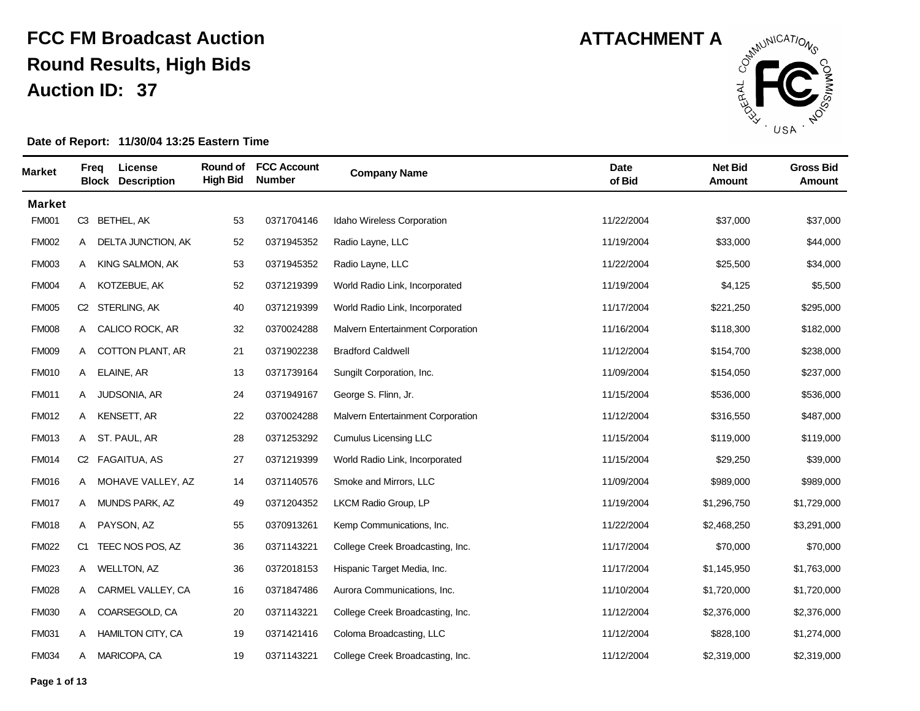# FCC FM Broadcast Auction

## Round Results, High Bids

## Auction ID: 37

**ATTACHMENT A**

**Date of Report: 11/30/04 13:25 Eastern Time**

| Market | Freq Block | License Description | Round of High Bid | FCC Account Number | Company Name | Date of Bid | Net Bid Amount | Gross Bid Amount |
|---|---|---|---|---|---|---|---|---|
| **Market** | | | | | | | | |
| FM001 | C3 | BETHEL, AK | 53 | 0371704146 | Idaho Wireless Corporation | 11/22/2004 | $37,000 | $37,000 |
| FM002 | A | DELTA JUNCTION, AK | 52 | 0371945352 | Radio Layne, LLC | 11/19/2004 | $33,000 | $44,000 |
| FM003 | A | KING SALMON, AK | 53 | 0371945352 | Radio Layne, LLC | 11/22/2004 | $25,500 | $34,000 |
| FM004 | A | KOTZEBUE, AK | 52 | 0371219399 | World Radio Link, Incorporated | 11/19/2004 | $4,125 | $5,500 |
| FM005 | C2 | STERLING, AK | 40 | 0371219399 | World Radio Link, Incorporated | 11/17/2004 | $221,250 | $295,000 |
| FM008 | A | CALICO ROCK, AR | 32 | 0370024288 | Malvern Entertainment Corporation | 11/16/2004 | $118,300 | $182,000 |
| FM009 | A | COTTON PLANT, AR | 21 | 0371902238 | Bradford Caldwell | 11/12/2004 | $154,700 | $238,000 |
| FM010 | A | ELAINE, AR | 13 | 0371739164 | Sungilt Corporation, Inc. | 11/09/2004 | $154,050 | $237,000 |
| FM011 | A | JUDSONIA, AR | 24 | 0371949167 | George S. Flinn, Jr. | 11/15/2004 | $536,000 | $536,000 |
| FM012 | A | KENSETT, AR | 22 | 0370024288 | Malvern Entertainment Corporation | 11/12/2004 | $316,550 | $487,000 |
| FM013 | A | ST. PAUL, AR | 28 | 0371253292 | Cumulus Licensing LLC | 11/15/2004 | $119,000 | $119,000 |
| FM014 | C2 | FAGAITUA, AS | 27 | 0371219399 | World Radio Link, Incorporated | 11/15/2004 | $29,250 | $39,000 |
| FM016 | A | MOHAVE VALLEY, AZ | 14 | 0371140576 | Smoke and Mirrors, LLC | 11/09/2004 | $989,000 | $989,000 |
| FM017 | A | MUNDS PARK, AZ | 49 | 0371204352 | LKCM Radio Group, LP | 11/19/2004 | $1,296,750 | $1,729,000 |
| FM018 | A | PAYSON, AZ | 55 | 0370913261 | Kemp Communications, Inc. | 11/22/2004 | $2,468,250 | $3,291,000 |
| FM022 | C1 | TEEC NOS POS, AZ | 36 | 0371143221 | College Creek Broadcasting, Inc. | 11/17/2004 | $70,000 | $70,000 |
| FM023 | A | WELLTON, AZ | 36 | 0372018153 | Hispanic Target Media, Inc. | 11/17/2004 | $1,145,950 | $1,763,000 |
| FM028 | A | CARMEL VALLEY, CA | 16 | 0371847486 | Aurora Communications, Inc. | 11/10/2004 | $1,720,000 | $1,720,000 |
| FM030 | A | COARSEGOLD, CA | 20 | 0371143221 | College Creek Broadcasting, Inc. | 11/12/2004 | $2,376,000 | $2,376,000 |
| FM031 | A | HAMILTON CITY, CA | 19 | 0371421416 | Coloma Broadcasting, LLC | 11/12/2004 | $828,100 | $1,274,000 |
| FM034 | A | MARICOPA, CA | 19 | 0371143221 | College Creek Broadcasting, Inc. | 11/12/2004 | $2,319,000 | $2,319,000 |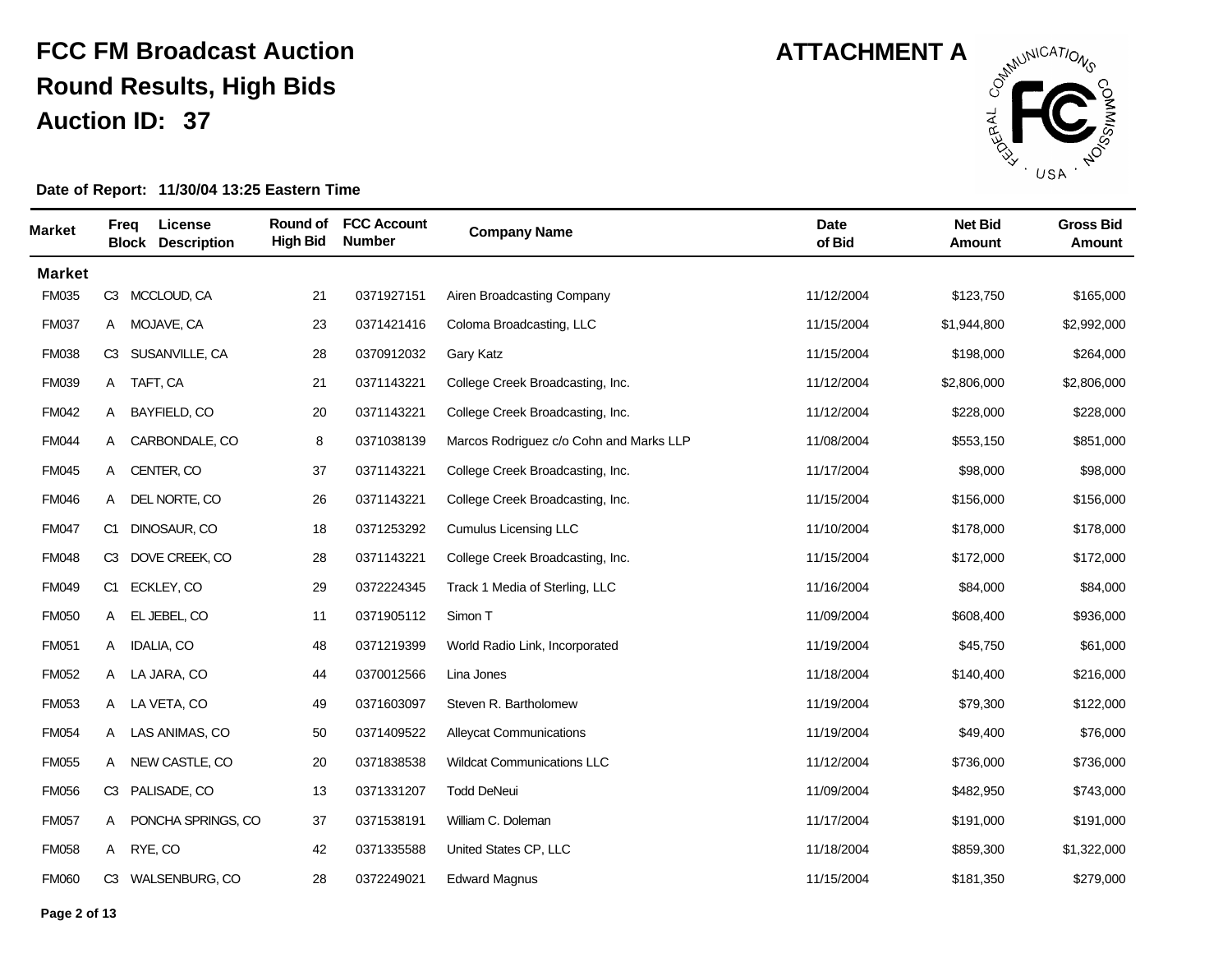# FCC FM Broadcast Auction

## Round Results, High Bids

## Auction ID: 37

**ATTACHMENT A**

**Date of Report: 11/30/04 13:25 Eastern Time**

| Market | Freq Block | License Description | Round of High Bid | FCC Account Number | Company Name | Date of Bid | Net Bid Amount | Gross Bid Amount |
|---|---|---|---|---|---|---|---|---|
| **Market** | | | | | | | | |
| FM035 | C3 | MCCLOUD, CA | 21 | 0371927151 | Airen Broadcasting Company | 11/12/2004 | $123,750 | $165,000 |
| FM037 | A | MOJAVE, CA | 23 | 0371421416 | Coloma Broadcasting, LLC | 11/15/2004 | $1,944,800 | $2,992,000 |
| FM038 | C3 | SUSANVILLE, CA | 28 | 0370912032 | Gary Katz | 11/15/2004 | $198,000 | $264,000 |
| FM039 | A | TAFT, CA | 21 | 0371143221 | College Creek Broadcasting, Inc. | 11/12/2004 | $2,806,000 | $2,806,000 |
| FM042 | A | BAYFIELD, CO | 20 | 0371143221 | College Creek Broadcasting, Inc. | 11/12/2004 | $228,000 | $228,000 |
| FM044 | A | CARBONDALE, CO | 8 | 0371038139 | Marcos Rodriguez c/o Cohn and Marks LLP | 11/08/2004 | $553,150 | $851,000 |
| FM045 | A | CENTER, CO | 37 | 0371143221 | College Creek Broadcasting, Inc. | 11/17/2004 | $98,000 | $98,000 |
| FM046 | A | DEL NORTE, CO | 26 | 0371143221 | College Creek Broadcasting, Inc. | 11/15/2004 | $156,000 | $156,000 |
| FM047 | C1 | DINOSAUR, CO | 18 | 0371253292 | Cumulus Licensing LLC | 11/10/2004 | $178,000 | $178,000 |
| FM048 | C3 | DOVE CREEK, CO | 28 | 0371143221 | College Creek Broadcasting, Inc. | 11/15/2004 | $172,000 | $172,000 |
| FM049 | C1 | ECKLEY, CO | 29 | 0372224345 | Track 1 Media of Sterling, LLC | 11/16/2004 | $84,000 | $84,000 |
| FM050 | A | EL JEBEL, CO | 11 | 0371905112 | Simon T | 11/09/2004 | $608,400 | $936,000 |
| FM051 | A | IDALIA, CO | 48 | 0371219399 | World Radio Link, Incorporated | 11/19/2004 | $45,750 | $61,000 |
| FM052 | A | LA JARA, CO | 44 | 0370012566 | Lina Jones | 11/18/2004 | $140,400 | $216,000 |
| FM053 | A | LA VETA, CO | 49 | 0371603097 | Steven R. Bartholomew | 11/19/2004 | $79,300 | $122,000 |
| FM054 | A | LAS ANIMAS, CO | 50 | 0371409522 | Alleycat Communications | 11/19/2004 | $49,400 | $76,000 |
| FM055 | A | NEW CASTLE, CO | 20 | 0371838538 | Wildcat Communications LLC | 11/12/2004 | $736,000 | $736,000 |
| FM056 | C3 | PALISADE, CO | 13 | 0371331207 | Todd DeNeui | 11/09/2004 | $482,950 | $743,000 |
| FM057 | A | PONCHA SPRINGS, CO | 37 | 0371538191 | William C. Doleman | 11/17/2004 | $191,000 | $191,000 |
| FM058 | A | RYE, CO | 42 | 0371335588 | United States CP, LLC | 11/18/2004 | $859,300 | $1,322,000 |
| FM060 | C3 | WALSENBURG, CO | 28 | 0372249021 | Edward Magnus | 11/15/2004 | $181,350 | $279,000 |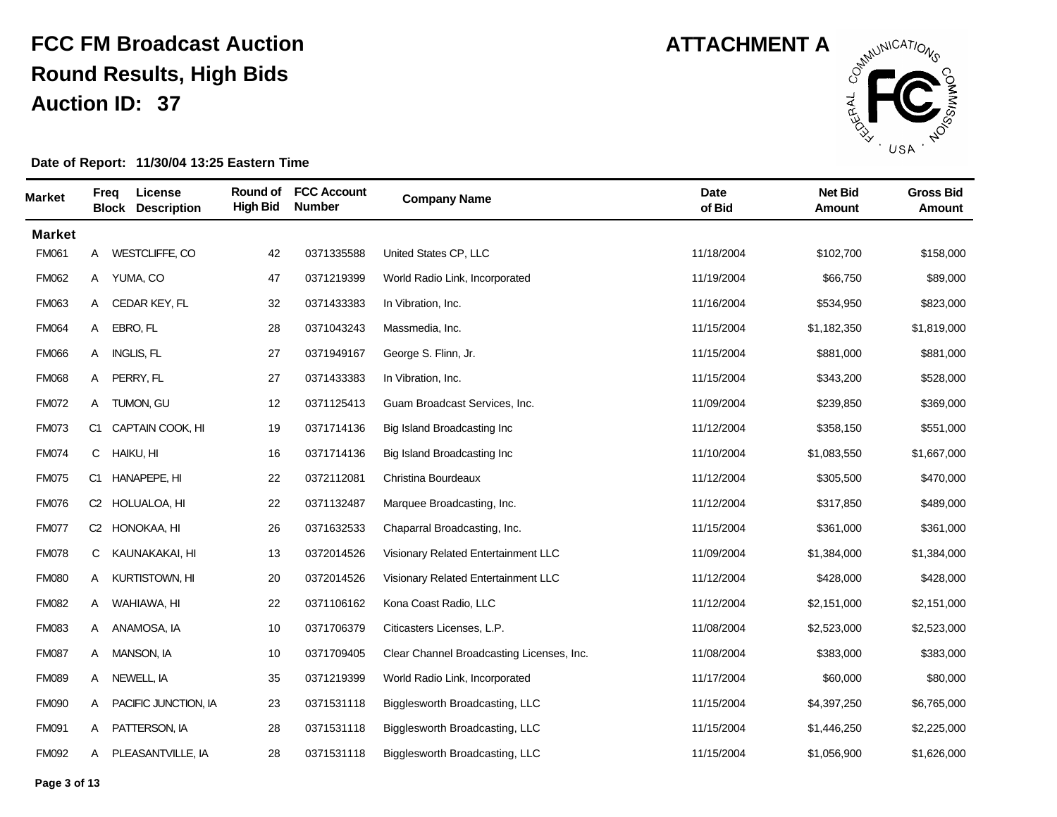# FCC FM Broadcast Auction
## Round Results, High Bids
## Auction ID: 37

**ATTACHMENT A**

**Date of Report: 11/30/04 13:25 Eastern Time**

| Market | Freq Block | License Description | Round of High Bid | FCC Account Number | Company Name | Date of Bid | Net Bid Amount | Gross Bid Amount |
|---|---|---|---|---|---|---|---|---|
| **Market** | | | | | | | | |
| FM061 | A | WESTCLIFFE, CO | 42 | 0371335588 | United States CP, LLC | 11/18/2004 | $102,700 | $158,000 |
| FM062 | A | YUMA, CO | 47 | 0371219399 | World Radio Link, Incorporated | 11/19/2004 | $66,750 | $89,000 |
| FM063 | A | CEDAR KEY, FL | 32 | 0371433383 | In Vibration, Inc. | 11/16/2004 | $534,950 | $823,000 |
| FM064 | A | EBRO, FL | 28 | 0371043243 | Massmedia, Inc. | 11/15/2004 | $1,182,350 | $1,819,000 |
| FM066 | A | INGLIS, FL | 27 | 0371949167 | George S. Flinn, Jr. | 11/15/2004 | $881,000 | $881,000 |
| FM068 | A | PERRY, FL | 27 | 0371433383 | In Vibration, Inc. | 11/15/2004 | $343,200 | $528,000 |
| FM072 | A | TUMON, GU | 12 | 0371125413 | Guam Broadcast Services, Inc. | 11/09/2004 | $239,850 | $369,000 |
| FM073 | C1 | CAPTAIN COOK, HI | 19 | 0371714136 | Big Island Broadcasting Inc | 11/12/2004 | $358,150 | $551,000 |
| FM074 | C | HAIKU, HI | 16 | 0371714136 | Big Island Broadcasting Inc | 11/10/2004 | $1,083,550 | $1,667,000 |
| FM075 | C1 | HANAPEPE, HI | 22 | 0372112081 | Christina Bourdeaux | 11/12/2004 | $305,500 | $470,000 |
| FM076 | C2 | HOLUALOA, HI | 22 | 0371132487 | Marquee Broadcasting, Inc. | 11/12/2004 | $317,850 | $489,000 |
| FM077 | C2 | HONOKAA, HI | 26 | 0371632533 | Chaparral Broadcasting, Inc. | 11/15/2004 | $361,000 | $361,000 |
| FM078 | C | KAUNAKAKAI, HI | 13 | 0372014526 | Visionary Related Entertainment LLC | 11/09/2004 | $1,384,000 | $1,384,000 |
| FM080 | A | KURTISTOWN, HI | 20 | 0372014526 | Visionary Related Entertainment LLC | 11/12/2004 | $428,000 | $428,000 |
| FM082 | A | WAHIAWA, HI | 22 | 0371106162 | Kona Coast Radio, LLC | 11/12/2004 | $2,151,000 | $2,151,000 |
| FM083 | A | ANAMOSA, IA | 10 | 0371706379 | Citicasters Licenses, L.P. | 11/08/2004 | $2,523,000 | $2,523,000 |
| FM087 | A | MANSON, IA | 10 | 0371709405 | Clear Channel Broadcasting Licenses, Inc. | 11/08/2004 | $383,000 | $383,000 |
| FM089 | A | NEWELL, IA | 35 | 0371219399 | World Radio Link, Incorporated | 11/17/2004 | $60,000 | $80,000 |
| FM090 | A | PACIFIC JUNCTION, IA | 23 | 0371531118 | Bigglesworth Broadcasting, LLC | 11/15/2004 | $4,397,250 | $6,765,000 |
| FM091 | A | PATTERSON, IA | 28 | 0371531118 | Bigglesworth Broadcasting, LLC | 11/15/2004 | $1,446,250 | $2,225,000 |
| FM092 | A | PLEASANTVILLE, IA | 28 | 0371531118 | Bigglesworth Broadcasting, LLC | 11/15/2004 | $1,056,900 | $1,626,000 |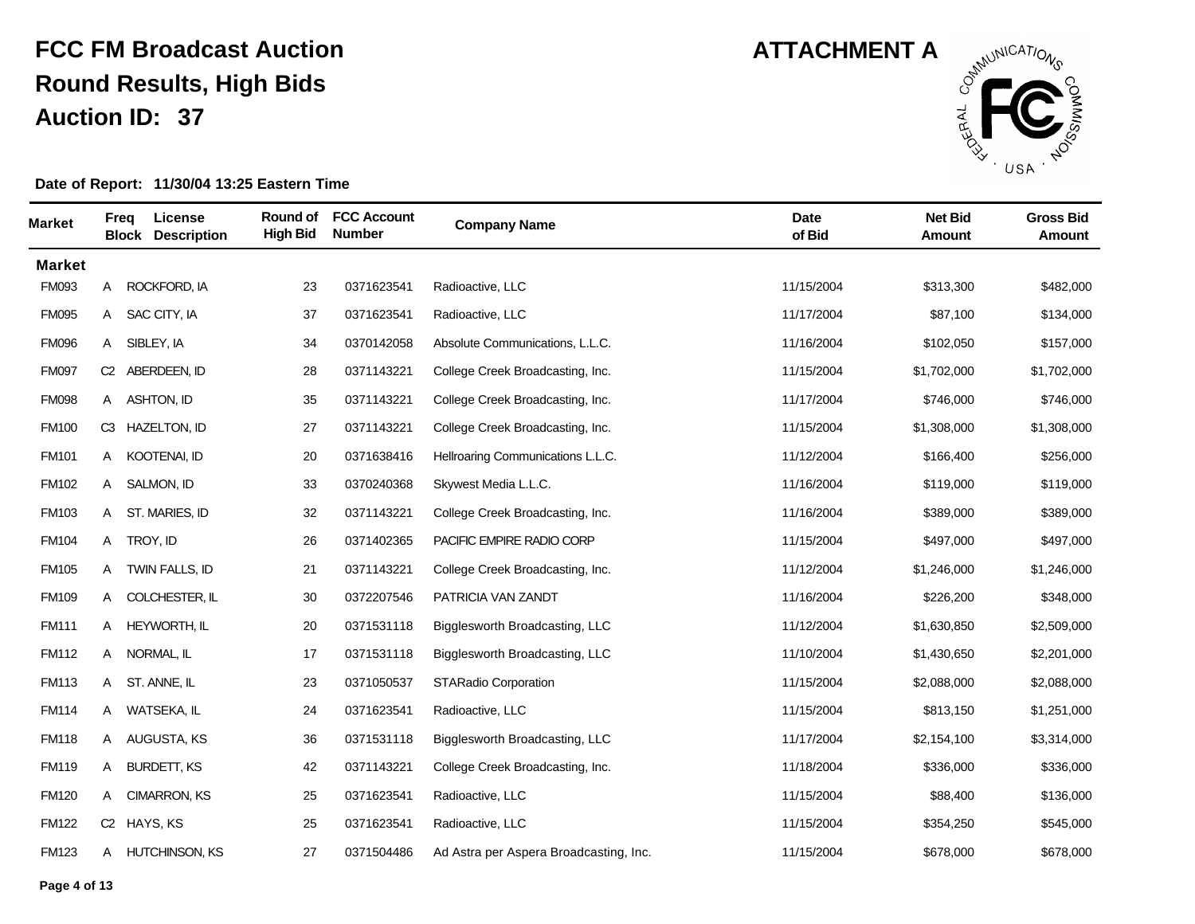# FCC FM Broadcast Auction
# Round Results, High Bids
# Auction ID: 37

**ATTACHMENT A**

**Date of Report: 11/30/04 13:25 Eastern Time**

| Market | Freq Block | License Description | Round of High Bid | FCC Account Number | Company Name | Date of Bid | Net Bid Amount | Gross Bid Amount |
|---|---|---|---|---|---|---|---|---|
| **Market** | | | | | | | | |
| FM093 | A | ROCKFORD, IA | 23 | 0371623541 | Radioactive, LLC | 11/15/2004 | $313,300 | $482,000 |
| FM095 | A | SAC CITY, IA | 37 | 0371623541 | Radioactive, LLC | 11/17/2004 | $87,100 | $134,000 |
| FM096 | A | SIBLEY, IA | 34 | 0370142058 | Absolute Communications, L.L.C. | 11/16/2004 | $102,050 | $157,000 |
| FM097 | C2 | ABERDEEN, ID | 28 | 0371143221 | College Creek Broadcasting, Inc. | 11/15/2004 | $1,702,000 | $1,702,000 |
| FM098 | A | ASHTON, ID | 35 | 0371143221 | College Creek Broadcasting, Inc. | 11/17/2004 | $746,000 | $746,000 |
| FM100 | C3 | HAZELTON, ID | 27 | 0371143221 | College Creek Broadcasting, Inc. | 11/15/2004 | $1,308,000 | $1,308,000 |
| FM101 | A | KOOTENAI, ID | 20 | 0371638416 | Hellroaring Communications L.L.C. | 11/12/2004 | $166,400 | $256,000 |
| FM102 | A | SALMON, ID | 33 | 0370240368 | Skywest Media L.L.C. | 11/16/2004 | $119,000 | $119,000 |
| FM103 | A | ST. MARIES, ID | 32 | 0371143221 | College Creek Broadcasting, Inc. | 11/16/2004 | $389,000 | $389,000 |
| FM104 | A | TROY, ID | 26 | 0371402365 | PACIFIC EMPIRE RADIO CORP | 11/15/2004 | $497,000 | $497,000 |
| FM105 | A | TWIN FALLS, ID | 21 | 0371143221 | College Creek Broadcasting, Inc. | 11/12/2004 | $1,246,000 | $1,246,000 |
| FM109 | A | COLCHESTER, IL | 30 | 0372207546 | PATRICIA VAN ZANDT | 11/16/2004 | $226,200 | $348,000 |
| FM111 | A | HEYWORTH, IL | 20 | 0371531118 | Bigglesworth Broadcasting, LLC | 11/12/2004 | $1,630,850 | $2,509,000 |
| FM112 | A | NORMAL, IL | 17 | 0371531118 | Bigglesworth Broadcasting, LLC | 11/10/2004 | $1,430,650 | $2,201,000 |
| FM113 | A | ST. ANNE, IL | 23 | 0371050537 | STARadio Corporation | 11/15/2004 | $2,088,000 | $2,088,000 |
| FM114 | A | WATSEKA, IL | 24 | 0371623541 | Radioactive, LLC | 11/15/2004 | $813,150 | $1,251,000 |
| FM118 | A | AUGUSTA, KS | 36 | 0371531118 | Bigglesworth Broadcasting, LLC | 11/17/2004 | $2,154,100 | $3,314,000 |
| FM119 | A | BURDETT, KS | 42 | 0371143221 | College Creek Broadcasting, Inc. | 11/18/2004 | $336,000 | $336,000 |
| FM120 | A | CIMARRON, KS | 25 | 0371623541 | Radioactive, LLC | 11/15/2004 | $88,400 | $136,000 |
| FM122 | C2 | HAYS, KS | 25 | 0371623541 | Radioactive, LLC | 11/15/2004 | $354,250 | $545,000 |
| FM123 | A | HUTCHINSON, KS | 27 | 0371504486 | Ad Astra per Aspera Broadcasting, Inc. | 11/15/2004 | $678,000 | $678,000 |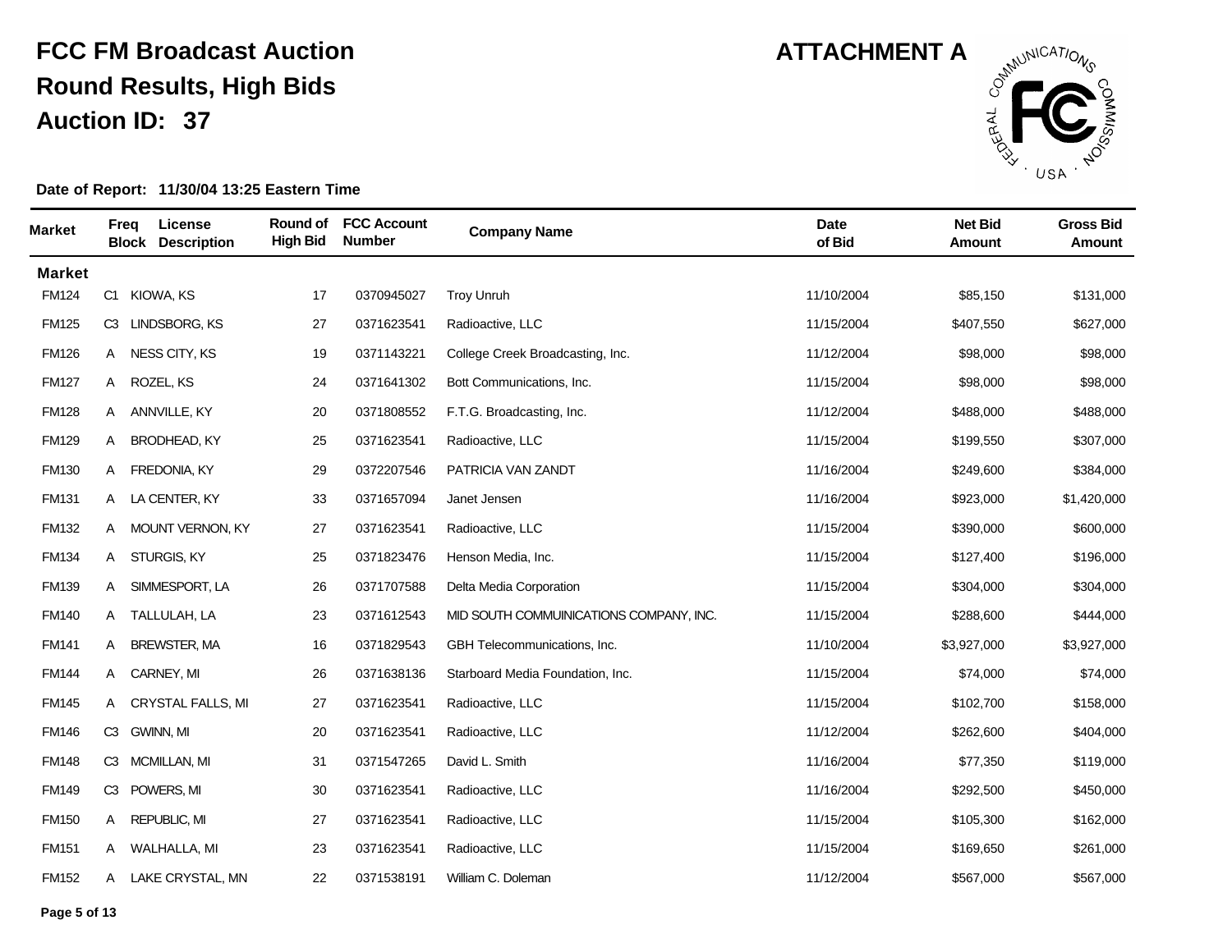# FCC FM Broadcast Auction
# Round Results, High Bids
# Auction ID: 37

**ATTACHMENT A**

**Date of Report: 11/30/04 13:25 Eastern Time**

| Market | Freq Block | License Description | Round of High Bid | FCC Account Number | Company Name | Date of Bid | Net Bid Amount | Gross Bid Amount |
|---|---|---|---|---|---|---|---|---|
| **Market** | | | | | | | | |
| FM124 | C1 | KIOWA, KS | 17 | 0370945027 | Troy Unruh | 11/10/2004 | $85,150 | $131,000 |
| FM125 | C3 | LINDSBORG, KS | 27 | 0371623541 | Radioactive, LLC | 11/15/2004 | $407,550 | $627,000 |
| FM126 | A | NESS CITY, KS | 19 | 0371143221 | College Creek Broadcasting, Inc. | 11/12/2004 | $98,000 | $98,000 |
| FM127 | A | ROZEL, KS | 24 | 0371641302 | Bott Communications, Inc. | 11/15/2004 | $98,000 | $98,000 |
| FM128 | A | ANNVILLE, KY | 20 | 0371808552 | F.T.G. Broadcasting, Inc. | 11/12/2004 | $488,000 | $488,000 |
| FM129 | A | BRODHEAD, KY | 25 | 0371623541 | Radioactive, LLC | 11/15/2004 | $199,550 | $307,000 |
| FM130 | A | FREDONIA, KY | 29 | 0372207546 | PATRICIA VAN ZANDT | 11/16/2004 | $249,600 | $384,000 |
| FM131 | A | LA CENTER, KY | 33 | 0371657094 | Janet Jensen | 11/16/2004 | $923,000 | $1,420,000 |
| FM132 | A | MOUNT VERNON, KY | 27 | 0371623541 | Radioactive, LLC | 11/15/2004 | $390,000 | $600,000 |
| FM134 | A | STURGIS, KY | 25 | 0371823476 | Henson Media, Inc. | 11/15/2004 | $127,400 | $196,000 |
| FM139 | A | SIMMESPORT, LA | 26 | 0371707588 | Delta Media Corporation | 11/15/2004 | $304,000 | $304,000 |
| FM140 | A | TALLULAH, LA | 23 | 0371612543 | MID SOUTH COMMUINICATIONS COMPANY, INC. | 11/15/2004 | $288,600 | $444,000 |
| FM141 | A | BREWSTER, MA | 16 | 0371829543 | GBH Telecommunications, Inc. | 11/10/2004 | $3,927,000 | $3,927,000 |
| FM144 | A | CARNEY, MI | 26 | 0371638136 | Starboard Media Foundation, Inc. | 11/15/2004 | $74,000 | $74,000 |
| FM145 | A | CRYSTAL FALLS, MI | 27 | 0371623541 | Radioactive, LLC | 11/15/2004 | $102,700 | $158,000 |
| FM146 | C3 | GWINN, MI | 20 | 0371623541 | Radioactive, LLC | 11/12/2004 | $262,600 | $404,000 |
| FM148 | C3 | MCMILLAN, MI | 31 | 0371547265 | David L. Smith | 11/16/2004 | $77,350 | $119,000 |
| FM149 | C3 | POWERS, MI | 30 | 0371623541 | Radioactive, LLC | 11/16/2004 | $292,500 | $450,000 |
| FM150 | A | REPUBLIC, MI | 27 | 0371623541 | Radioactive, LLC | 11/15/2004 | $105,300 | $162,000 |
| FM151 | A | WALHALLA, MI | 23 | 0371623541 | Radioactive, LLC | 11/15/2004 | $169,650 | $261,000 |
| FM152 | A | LAKE CRYSTAL, MN | 22 | 0371538191 | William C. Doleman | 11/12/2004 | $567,000 | $567,000 |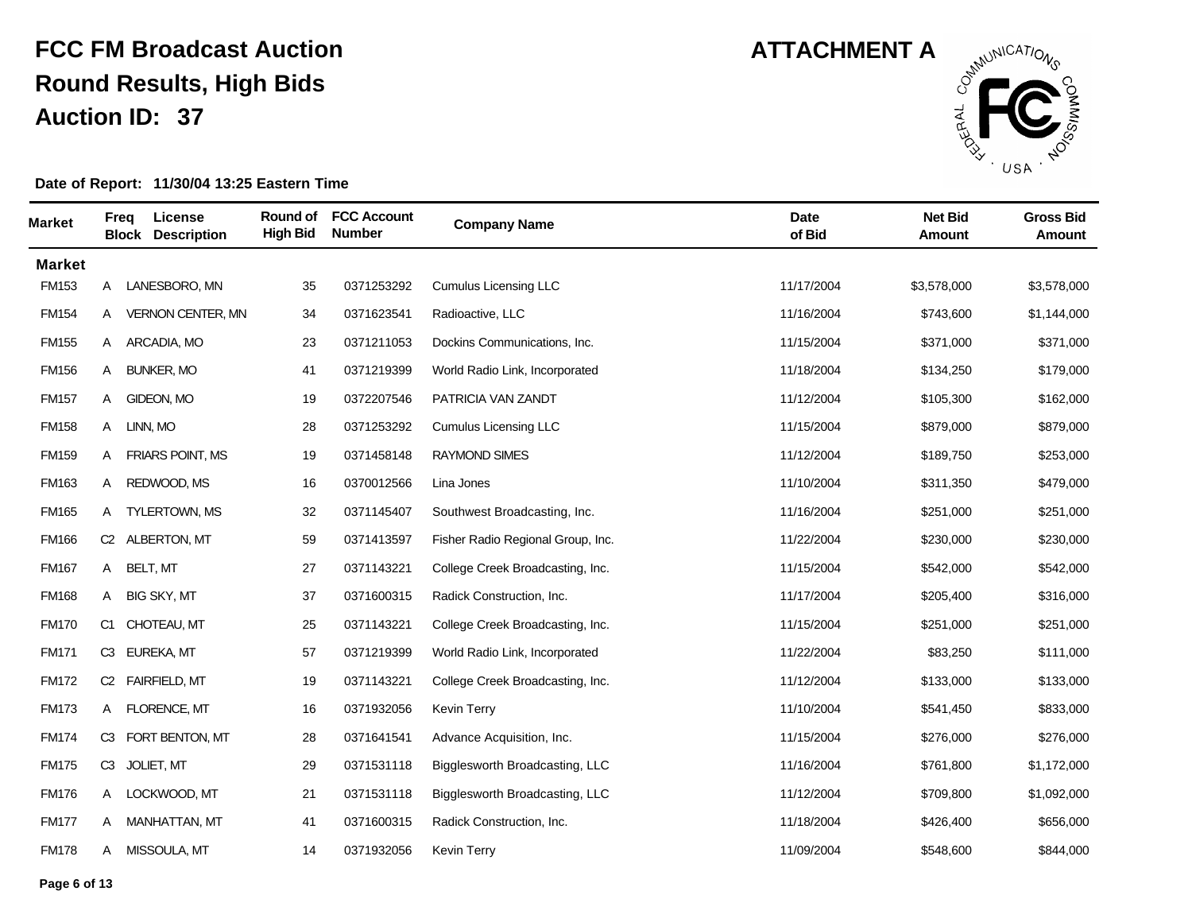# FCC FM Broadcast Auction

## Round Results, High Bids

## Auction ID: 37

**ATTACHMENT A**

**Date of Report: 11/30/04 13:25 Eastern Time**

| Market | Freq Block | License Description | Round of High Bid | FCC Account Number | Company Name | Date of Bid | Net Bid Amount | Gross Bid Amount |
|---|---|---|---|---|---|---|---|---|
| **Market** | | | | | | | | |
| FM153 | A | LANESBORO, MN | 35 | 0371253292 | Cumulus Licensing LLC | 11/17/2004 | $3,578,000 | $3,578,000 |
| FM154 | A | VERNON CENTER, MN | 34 | 0371623541 | Radioactive, LLC | 11/16/2004 | $743,600 | $1,144,000 |
| FM155 | A | ARCADIA, MO | 23 | 0371211053 | Dockins Communications, Inc. | 11/15/2004 | $371,000 | $371,000 |
| FM156 | A | BUNKER, MO | 41 | 0371219399 | World Radio Link, Incorporated | 11/18/2004 | $134,250 | $179,000 |
| FM157 | A | GIDEON, MO | 19 | 0372207546 | PATRICIA VAN ZANDT | 11/12/2004 | $105,300 | $162,000 |
| FM158 | A | LINN, MO | 28 | 0371253292 | Cumulus Licensing LLC | 11/15/2004 | $879,000 | $879,000 |
| FM159 | A | FRIARS POINT, MS | 19 | 0371458148 | RAYMOND SIMES | 11/12/2004 | $189,750 | $253,000 |
| FM163 | A | REDWOOD, MS | 16 | 0370012566 | Lina Jones | 11/10/2004 | $311,350 | $479,000 |
| FM165 | A | TYLERTOWN, MS | 32 | 0371145407 | Southwest Broadcasting, Inc. | 11/16/2004 | $251,000 | $251,000 |
| FM166 | C2 | ALBERTON, MT | 59 | 0371413597 | Fisher Radio Regional Group, Inc. | 11/22/2004 | $230,000 | $230,000 |
| FM167 | A | BELT, MT | 27 | 0371143221 | College Creek Broadcasting, Inc. | 11/15/2004 | $542,000 | $542,000 |
| FM168 | A | BIG SKY, MT | 37 | 0371600315 | Radick Construction, Inc. | 11/17/2004 | $205,400 | $316,000 |
| FM170 | C1 | CHOTEAU, MT | 25 | 0371143221 | College Creek Broadcasting, Inc. | 11/15/2004 | $251,000 | $251,000 |
| FM171 | C3 | EUREKA, MT | 57 | 0371219399 | World Radio Link, Incorporated | 11/22/2004 | $83,250 | $111,000 |
| FM172 | C2 | FAIRFIELD, MT | 19 | 0371143221 | College Creek Broadcasting, Inc. | 11/12/2004 | $133,000 | $133,000 |
| FM173 | A | FLORENCE, MT | 16 | 0371932056 | Kevin Terry | 11/10/2004 | $541,450 | $833,000 |
| FM174 | C3 | FORT BENTON, MT | 28 | 0371641541 | Advance Acquisition, Inc. | 11/15/2004 | $276,000 | $276,000 |
| FM175 | C3 | JOLIET, MT | 29 | 0371531118 | Bigglesworth Broadcasting, LLC | 11/16/2004 | $761,800 | $1,172,000 |
| FM176 | A | LOCKWOOD, MT | 21 | 0371531118 | Bigglesworth Broadcasting, LLC | 11/12/2004 | $709,800 | $1,092,000 |
| FM177 | A | MANHATTAN, MT | 41 | 0371600315 | Radick Construction, Inc. | 11/18/2004 | $426,400 | $656,000 |
| FM178 | A | MISSOULA, MT | 14 | 0371932056 | Kevin Terry | 11/09/2004 | $548,600 | $844,000 |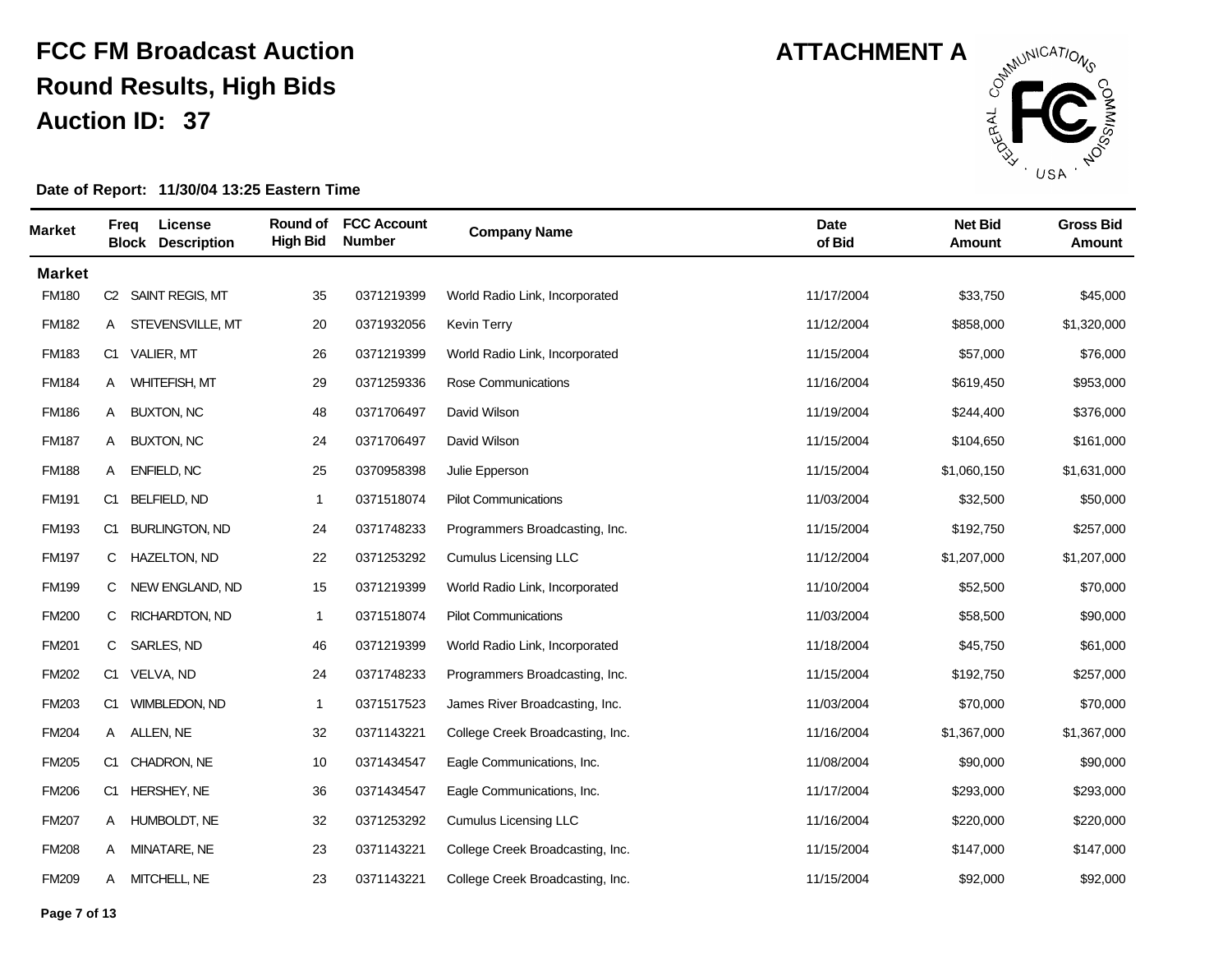# FCC FM Broadcast Auction
# Round Results, High Bids
# Auction ID: 37

**ATTACHMENT A**

**Date of Report: 11/30/04 13:25 Eastern Time**

| Market | Freq Block | License Description | Round of High Bid | FCC Account Number | Company Name | Date of Bid | Net Bid Amount | Gross Bid Amount |
|---|---|---|---|---|---|---|---|---|
| **Market** | | | | | | | | |
| FM180 | C2 | SAINT REGIS, MT | 35 | 0371219399 | World Radio Link, Incorporated | 11/17/2004 | $33,750 | $45,000 |
| FM182 | A | STEVENSVILLE, MT | 20 | 0371932056 | Kevin Terry | 11/12/2004 | $858,000 | $1,320,000 |
| FM183 | C1 | VALIER, MT | 26 | 0371219399 | World Radio Link, Incorporated | 11/15/2004 | $57,000 | $76,000 |
| FM184 | A | WHITEFISH, MT | 29 | 0371259336 | Rose Communications | 11/16/2004 | $619,450 | $953,000 |
| FM186 | A | BUXTON, NC | 48 | 0371706497 | David Wilson | 11/19/2004 | $244,400 | $376,000 |
| FM187 | A | BUXTON, NC | 24 | 0371706497 | David Wilson | 11/15/2004 | $104,650 | $161,000 |
| FM188 | A | ENFIELD, NC | 25 | 0370958398 | Julie Epperson | 11/15/2004 | $1,060,150 | $1,631,000 |
| FM191 | C1 | BELFIELD, ND | 1 | 0371518074 | Pilot Communications | 11/03/2004 | $32,500 | $50,000 |
| FM193 | C1 | BURLINGTON, ND | 24 | 0371748233 | Programmers Broadcasting, Inc. | 11/15/2004 | $192,750 | $257,000 |
| FM197 | C | HAZELTON, ND | 22 | 0371253292 | Cumulus Licensing LLC | 11/12/2004 | $1,207,000 | $1,207,000 |
| FM199 | C | NEW ENGLAND, ND | 15 | 0371219399 | World Radio Link, Incorporated | 11/10/2004 | $52,500 | $70,000 |
| FM200 | C | RICHARDTON, ND | 1 | 0371518074 | Pilot Communications | 11/03/2004 | $58,500 | $90,000 |
| FM201 | C | SARLES, ND | 46 | 0371219399 | World Radio Link, Incorporated | 11/18/2004 | $45,750 | $61,000 |
| FM202 | C1 | VELVA, ND | 24 | 0371748233 | Programmers Broadcasting, Inc. | 11/15/2004 | $192,750 | $257,000 |
| FM203 | C1 | WIMBLEDON, ND | 1 | 0371517523 | James River Broadcasting, Inc. | 11/03/2004 | $70,000 | $70,000 |
| FM204 | A | ALLEN, NE | 32 | 0371143221 | College Creek Broadcasting, Inc. | 11/16/2004 | $1,367,000 | $1,367,000 |
| FM205 | C1 | CHADRON, NE | 10 | 0371434547 | Eagle Communications, Inc. | 11/08/2004 | $90,000 | $90,000 |
| FM206 | C1 | HERSHEY, NE | 36 | 0371434547 | Eagle Communications, Inc. | 11/17/2004 | $293,000 | $293,000 |
| FM207 | A | HUMBOLDT, NE | 32 | 0371253292 | Cumulus Licensing LLC | 11/16/2004 | $220,000 | $220,000 |
| FM208 | A | MINATARE, NE | 23 | 0371143221 | College Creek Broadcasting, Inc. | 11/15/2004 | $147,000 | $147,000 |
| FM209 | A | MITCHELL, NE | 23 | 0371143221 | College Creek Broadcasting, Inc. | 11/15/2004 | $92,000 | $92,000 |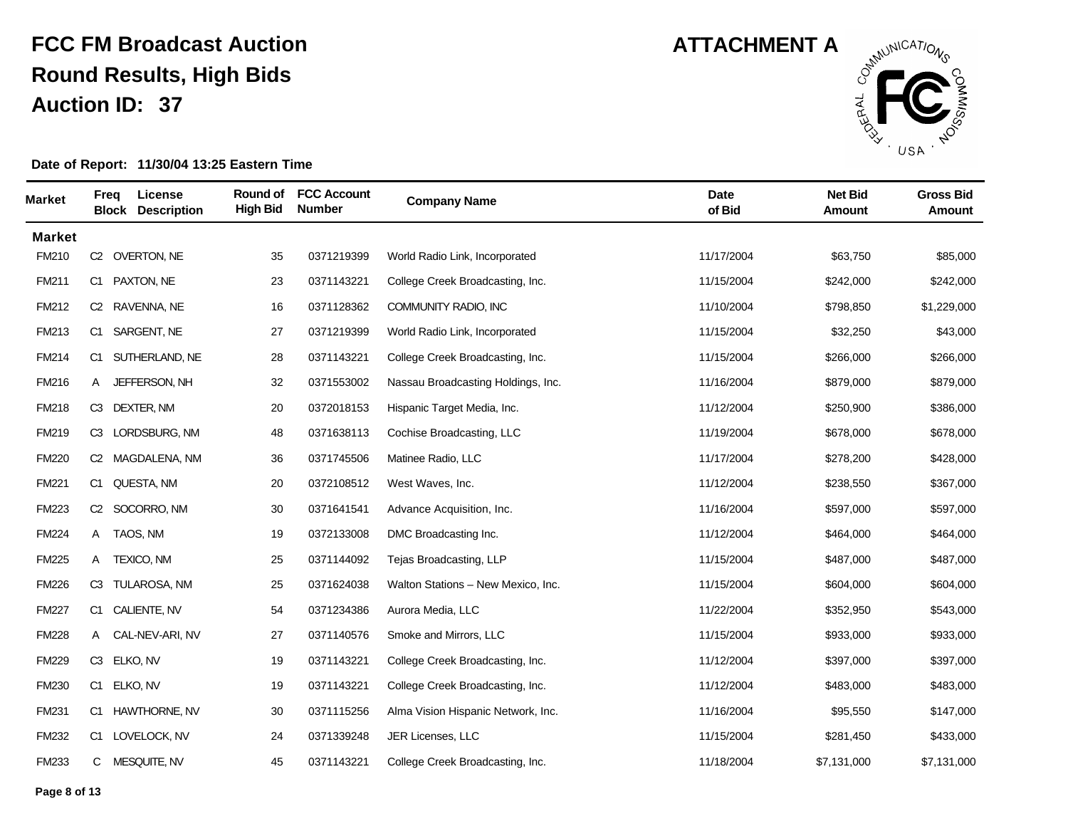# FCC FM Broadcast Auction
## Round Results, High Bids
## Auction ID: 37

**ATTACHMENT A**

**Date of Report: 11/30/04 13:25 Eastern Time**

| Market | Freq Block | License Description | Round of High Bid | FCC Account Number | Company Name | Date of Bid | Net Bid Amount | Gross Bid Amount |
|---|---|---|---|---|---|---|---|---|
| **Market** | | | | | | | | |
| FM210 | C2 | OVERTON, NE | 35 | 0371219399 | World Radio Link, Incorporated | 11/17/2004 | $63,750 | $85,000 |
| FM211 | C1 | PAXTON, NE | 23 | 0371143221 | College Creek Broadcasting, Inc. | 11/15/2004 | $242,000 | $242,000 |
| FM212 | C2 | RAVENNA, NE | 16 | 0371128362 | COMMUNITY RADIO, INC | 11/10/2004 | $798,850 | $1,229,000 |
| FM213 | C1 | SARGENT, NE | 27 | 0371219399 | World Radio Link, Incorporated | 11/15/2004 | $32,250 | $43,000 |
| FM214 | C1 | SUTHERLAND, NE | 28 | 0371143221 | College Creek Broadcasting, Inc. | 11/15/2004 | $266,000 | $266,000 |
| FM216 | A | JEFFERSON, NH | 32 | 0371553002 | Nassau Broadcasting Holdings, Inc. | 11/16/2004 | $879,000 | $879,000 |
| FM218 | C3 | DEXTER, NM | 20 | 0372018153 | Hispanic Target Media, Inc. | 11/12/2004 | $250,900 | $386,000 |
| FM219 | C3 | LORDSBURG, NM | 48 | 0371638113 | Cochise Broadcasting, LLC | 11/19/2004 | $678,000 | $678,000 |
| FM220 | C2 | MAGDALENA, NM | 36 | 0371745506 | Matinee Radio, LLC | 11/17/2004 | $278,200 | $428,000 |
| FM221 | C1 | QUESTA, NM | 20 | 0372108512 | West Waves, Inc. | 11/12/2004 | $238,550 | $367,000 |
| FM223 | C2 | SOCORRO, NM | 30 | 0371641541 | Advance Acquisition, Inc. | 11/16/2004 | $597,000 | $597,000 |
| FM224 | A | TAOS, NM | 19 | 0372133008 | DMC Broadcasting Inc. | 11/12/2004 | $464,000 | $464,000 |
| FM225 | A | TEXICO, NM | 25 | 0371144092 | Tejas Broadcasting, LLP | 11/15/2004 | $487,000 | $487,000 |
| FM226 | C3 | TULAROSA, NM | 25 | 0371624038 | Walton Stations – New Mexico, Inc. | 11/15/2004 | $604,000 | $604,000 |
| FM227 | C1 | CALIENTE, NV | 54 | 0371234386 | Aurora Media, LLC | 11/22/2004 | $352,950 | $543,000 |
| FM228 | A | CAL-NEV-ARI, NV | 27 | 0371140576 | Smoke and Mirrors, LLC | 11/15/2004 | $933,000 | $933,000 |
| FM229 | C3 | ELKO, NV | 19 | 0371143221 | College Creek Broadcasting, Inc. | 11/12/2004 | $397,000 | $397,000 |
| FM230 | C1 | ELKO, NV | 19 | 0371143221 | College Creek Broadcasting, Inc. | 11/12/2004 | $483,000 | $483,000 |
| FM231 | C1 | HAWTHORNE, NV | 30 | 0371115256 | Alma Vision Hispanic Network, Inc. | 11/16/2004 | $95,550 | $147,000 |
| FM232 | C1 | LOVELOCK, NV | 24 | 0371339248 | JER Licenses, LLC | 11/15/2004 | $281,450 | $433,000 |
| FM233 | C | MESQUITE, NV | 45 | 0371143221 | College Creek Broadcasting, Inc. | 11/18/2004 | $7,131,000 | $7,131,000 |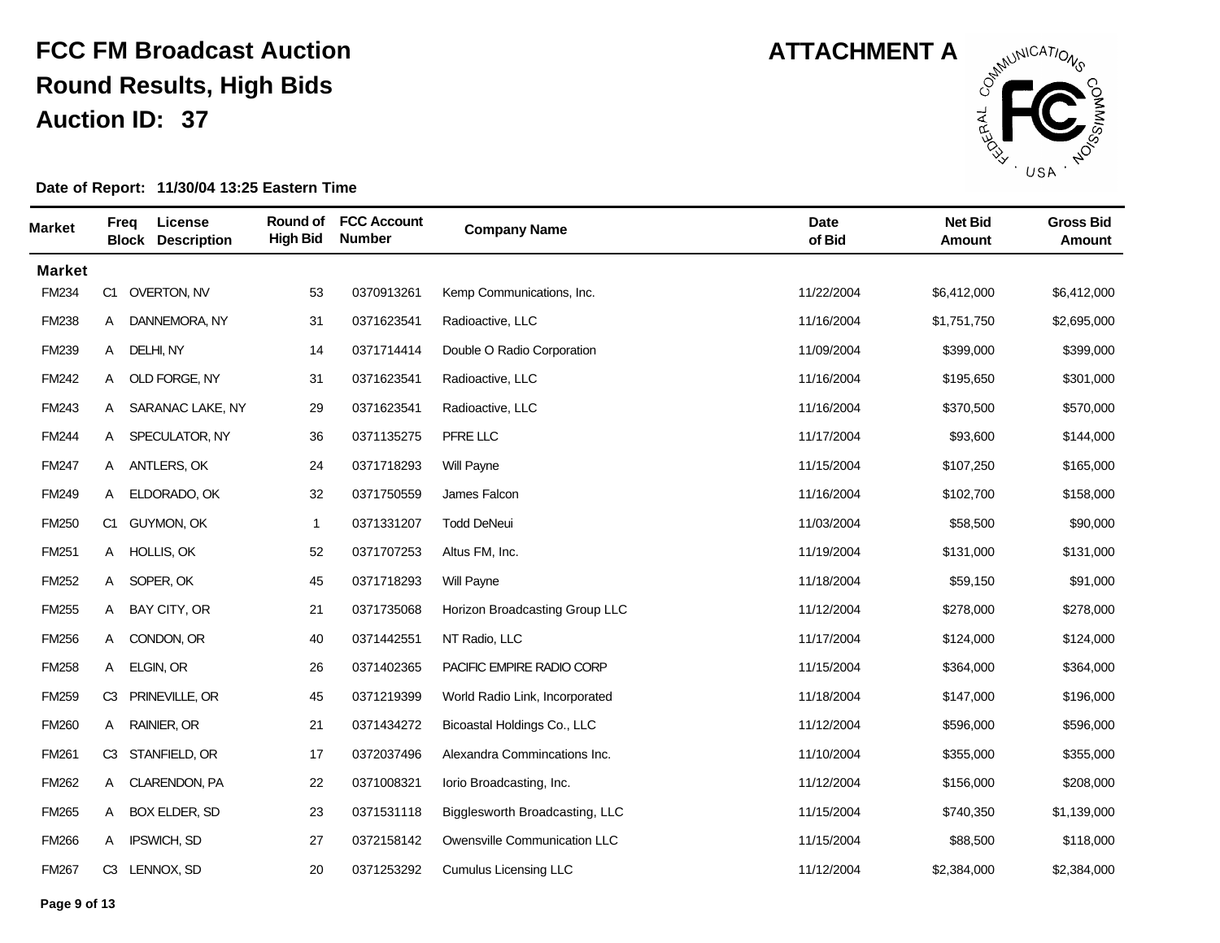# FCC FM Broadcast Auction
## Round Results, High Bids
## Auction ID: 37

**ATTACHMENT A**

**Date of Report: 11/30/04 13:25 Eastern Time**

| Market | Freq Block | License Description | Round of High Bid | FCC Account Number | Company Name | Date of Bid | Net Bid Amount | Gross Bid Amount |
|---|---|---|---|---|---|---|---|---|
| **Market** | | | | | | | | |
| FM234 | C1 | OVERTON, NV | 53 | 0370913261 | Kemp Communications, Inc. | 11/22/2004 | $6,412,000 | $6,412,000 |
| FM238 | A | DANNEMORA, NY | 31 | 0371623541 | Radioactive, LLC | 11/16/2004 | $1,751,750 | $2,695,000 |
| FM239 | A | DELHI, NY | 14 | 0371714414 | Double O Radio Corporation | 11/09/2004 | $399,000 | $399,000 |
| FM242 | A | OLD FORGE, NY | 31 | 0371623541 | Radioactive, LLC | 11/16/2004 | $195,650 | $301,000 |
| FM243 | A | SARANAC LAKE, NY | 29 | 0371623541 | Radioactive, LLC | 11/16/2004 | $370,500 | $570,000 |
| FM244 | A | SPECULATOR, NY | 36 | 0371135275 | PFRE LLC | 11/17/2004 | $93,600 | $144,000 |
| FM247 | A | ANTLERS, OK | 24 | 0371718293 | Will Payne | 11/15/2004 | $107,250 | $165,000 |
| FM249 | A | ELDORADO, OK | 32 | 0371750559 | James Falcon | 11/16/2004 | $102,700 | $158,000 |
| FM250 | C1 | GUYMON, OK | 1 | 0371331207 | Todd DeNeui | 11/03/2004 | $58,500 | $90,000 |
| FM251 | A | HOLLIS, OK | 52 | 0371707253 | Altus FM, Inc. | 11/19/2004 | $131,000 | $131,000 |
| FM252 | A | SOPER, OK | 45 | 0371718293 | Will Payne | 11/18/2004 | $59,150 | $91,000 |
| FM255 | A | BAY CITY, OR | 21 | 0371735068 | Horizon Broadcasting Group LLC | 11/12/2004 | $278,000 | $278,000 |
| FM256 | A | CONDON, OR | 40 | 0371442551 | NT Radio, LLC | 11/17/2004 | $124,000 | $124,000 |
| FM258 | A | ELGIN, OR | 26 | 0371402365 | PACIFIC EMPIRE RADIO CORP | 11/15/2004 | $364,000 | $364,000 |
| FM259 | C3 | PRINEVILLE, OR | 45 | 0371219399 | World Radio Link, Incorporated | 11/18/2004 | $147,000 | $196,000 |
| FM260 | A | RAINIER, OR | 21 | 0371434272 | Bicoastal Holdings Co., LLC | 11/12/2004 | $596,000 | $596,000 |
| FM261 | C3 | STANFIELD, OR | 17 | 0372037496 | Alexandra Commincations Inc. | 11/10/2004 | $355,000 | $355,000 |
| FM262 | A | CLARENDON, PA | 22 | 0371008321 | Iorio Broadcasting, Inc. | 11/12/2004 | $156,000 | $208,000 |
| FM265 | A | BOX ELDER, SD | 23 | 0371531118 | Bigglesworth Broadcasting, LLC | 11/15/2004 | $740,350 | $1,139,000 |
| FM266 | A | IPSWICH, SD | 27 | 0372158142 | Owensville Communication LLC | 11/15/2004 | $88,500 | $118,000 |
| FM267 | C3 | LENNOX, SD | 20 | 0371253292 | Cumulus Licensing LLC | 11/12/2004 | $2,384,000 | $2,384,000 |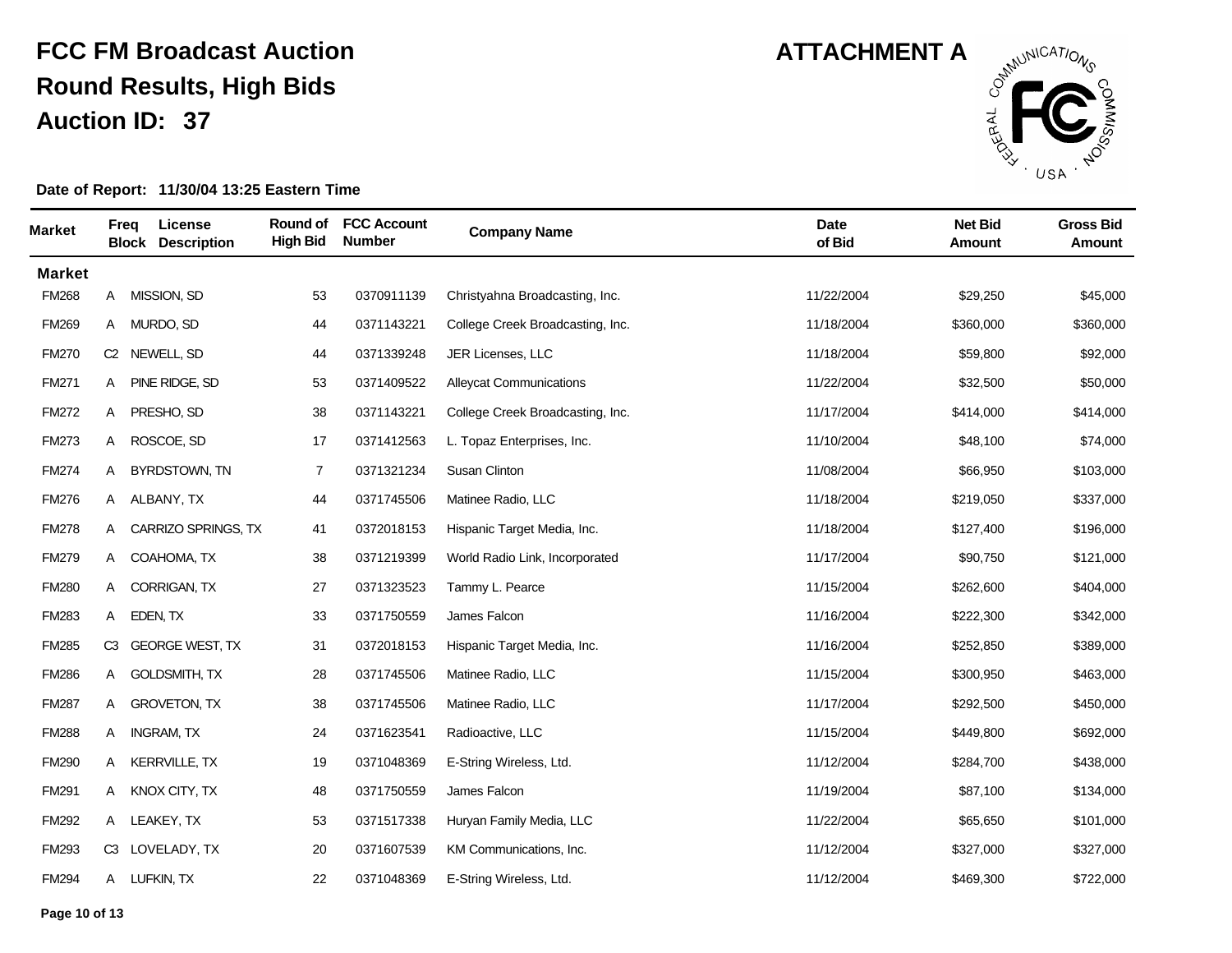# FCC FM Broadcast Auction

## Round Results, High Bids

## Auction ID: 37

**ATTACHMENT A**

**Date of Report: 11/30/04 13:25 Eastern Time**

| Market | Freq Block | License Description | Round of High Bid | FCC Account Number | Company Name | Date of Bid | Net Bid Amount | Gross Bid Amount |
|---|---|---|---|---|---|---|---|---|
| **Market** | | | | | | | | |
| FM268 | A | MISSION, SD | 53 | 0370911139 | Christyahna Broadcasting, Inc. | 11/22/2004 | $29,250 | $45,000 |
| FM269 | A | MURDO, SD | 44 | 0371143221 | College Creek Broadcasting, Inc. | 11/18/2004 | $360,000 | $360,000 |
| FM270 | C2 | NEWELL, SD | 44 | 0371339248 | JER Licenses, LLC | 11/18/2004 | $59,800 | $92,000 |
| FM271 | A | PINE RIDGE, SD | 53 | 0371409522 | Alleycat Communications | 11/22/2004 | $32,500 | $50,000 |
| FM272 | A | PRESHO, SD | 38 | 0371143221 | College Creek Broadcasting, Inc. | 11/17/2004 | $414,000 | $414,000 |
| FM273 | A | ROSCOE, SD | 17 | 0371412563 | L. Topaz Enterprises, Inc. | 11/10/2004 | $48,100 | $74,000 |
| FM274 | A | BYRDSTOWN, TN | 7 | 0371321234 | Susan Clinton | 11/08/2004 | $66,950 | $103,000 |
| FM276 | A | ALBANY, TX | 44 | 0371745506 | Matinee Radio, LLC | 11/18/2004 | $219,050 | $337,000 |
| FM278 | A | CARRIZO SPRINGS, TX | 41 | 0372018153 | Hispanic Target Media, Inc. | 11/18/2004 | $127,400 | $196,000 |
| FM279 | A | COAHOMA, TX | 38 | 0371219399 | World Radio Link, Incorporated | 11/17/2004 | $90,750 | $121,000 |
| FM280 | A | CORRIGAN, TX | 27 | 0371323523 | Tammy L. Pearce | 11/15/2004 | $262,600 | $404,000 |
| FM283 | A | EDEN, TX | 33 | 0371750559 | James Falcon | 11/16/2004 | $222,300 | $342,000 |
| FM285 | C3 | GEORGE WEST, TX | 31 | 0372018153 | Hispanic Target Media, Inc. | 11/16/2004 | $252,850 | $389,000 |
| FM286 | A | GOLDSMITH, TX | 28 | 0371745506 | Matinee Radio, LLC | 11/15/2004 | $300,950 | $463,000 |
| FM287 | A | GROVETON, TX | 38 | 0371745506 | Matinee Radio, LLC | 11/17/2004 | $292,500 | $450,000 |
| FM288 | A | INGRAM, TX | 24 | 0371623541 | Radioactive, LLC | 11/15/2004 | $449,800 | $692,000 |
| FM290 | A | KERRVILLE, TX | 19 | 0371048369 | E-String Wireless, Ltd. | 11/12/2004 | $284,700 | $438,000 |
| FM291 | A | KNOX CITY, TX | 48 | 0371750559 | James Falcon | 11/19/2004 | $87,100 | $134,000 |
| FM292 | A | LEAKEY, TX | 53 | 0371517338 | Huryan Family Media, LLC | 11/22/2004 | $65,650 | $101,000 |
| FM293 | C3 | LOVELADY, TX | 20 | 0371607539 | KM Communications, Inc. | 11/12/2004 | $327,000 | $327,000 |
| FM294 | A | LUFKIN, TX | 22 | 0371048369 | E-String Wireless, Ltd. | 11/12/2004 | $469,300 | $722,000 |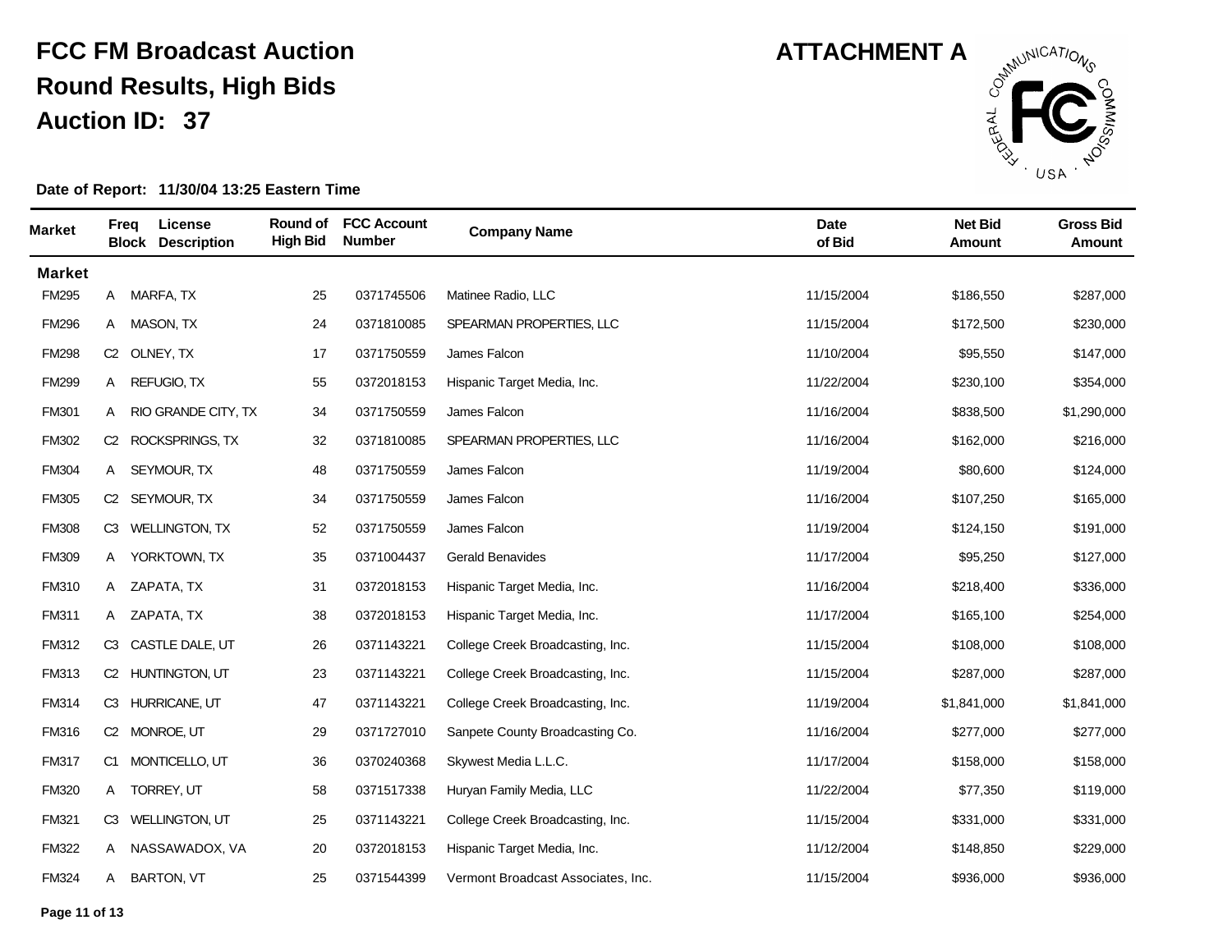# FCC FM Broadcast Auction

## Round Results, High Bids

## Auction ID: 37

**ATTACHMENT A**

**Date of Report: 11/30/04 13:25 Eastern Time**

| Market | Freq Block | License Description | Round of High Bid | FCC Account Number | Company Name | Date of Bid | Net Bid Amount | Gross Bid Amount |
|---|---|---|---|---|---|---|---|---|
| **Market** | | | | | | | | |
| FM295 | A | MARFA, TX | 25 | 0371745506 | Matinee Radio, LLC | 11/15/2004 | $186,550 | $287,000 |
| FM296 | A | MASON, TX | 24 | 0371810085 | SPEARMAN PROPERTIES, LLC | 11/15/2004 | $172,500 | $230,000 |
| FM298 | C2 | OLNEY, TX | 17 | 0371750559 | James Falcon | 11/10/2004 | $95,550 | $147,000 |
| FM299 | A | REFUGIO, TX | 55 | 0372018153 | Hispanic Target Media, Inc. | 11/22/2004 | $230,100 | $354,000 |
| FM301 | A | RIO GRANDE CITY, TX | 34 | 0371750559 | James Falcon | 11/16/2004 | $838,500 | $1,290,000 |
| FM302 | C2 | ROCKSPRINGS, TX | 32 | 0371810085 | SPEARMAN PROPERTIES, LLC | 11/16/2004 | $162,000 | $216,000 |
| FM304 | A | SEYMOUR, TX | 48 | 0371750559 | James Falcon | 11/19/2004 | $80,600 | $124,000 |
| FM305 | C2 | SEYMOUR, TX | 34 | 0371750559 | James Falcon | 11/16/2004 | $107,250 | $165,000 |
| FM308 | C3 | WELLINGTON, TX | 52 | 0371750559 | James Falcon | 11/19/2004 | $124,150 | $191,000 |
| FM309 | A | YORKTOWN, TX | 35 | 0371004437 | Gerald Benavides | 11/17/2004 | $95,250 | $127,000 |
| FM310 | A | ZAPATA, TX | 31 | 0372018153 | Hispanic Target Media, Inc. | 11/16/2004 | $218,400 | $336,000 |
| FM311 | A | ZAPATA, TX | 38 | 0372018153 | Hispanic Target Media, Inc. | 11/17/2004 | $165,100 | $254,000 |
| FM312 | C3 | CASTLE DALE, UT | 26 | 0371143221 | College Creek Broadcasting, Inc. | 11/15/2004 | $108,000 | $108,000 |
| FM313 | C2 | HUNTINGTON, UT | 23 | 0371143221 | College Creek Broadcasting, Inc. | 11/15/2004 | $287,000 | $287,000 |
| FM314 | C3 | HURRICANE, UT | 47 | 0371143221 | College Creek Broadcasting, Inc. | 11/19/2004 | $1,841,000 | $1,841,000 |
| FM316 | C2 | MONROE, UT | 29 | 0371727010 | Sanpete County Broadcasting Co. | 11/16/2004 | $277,000 | $277,000 |
| FM317 | C1 | MONTICELLO, UT | 36 | 0370240368 | Skywest Media L.L.C. | 11/17/2004 | $158,000 | $158,000 |
| FM320 | A | TORREY, UT | 58 | 0371517338 | Huryan Family Media, LLC | 11/22/2004 | $77,350 | $119,000 |
| FM321 | C3 | WELLINGTON, UT | 25 | 0371143221 | College Creek Broadcasting, Inc. | 11/15/2004 | $331,000 | $331,000 |
| FM322 | A | NASSAWADOX, VA | 20 | 0372018153 | Hispanic Target Media, Inc. | 11/12/2004 | $148,850 | $229,000 |
| FM324 | A | BARTON, VT | 25 | 0371544399 | Vermont Broadcast Associates, Inc. | 11/15/2004 | $936,000 | $936,000 |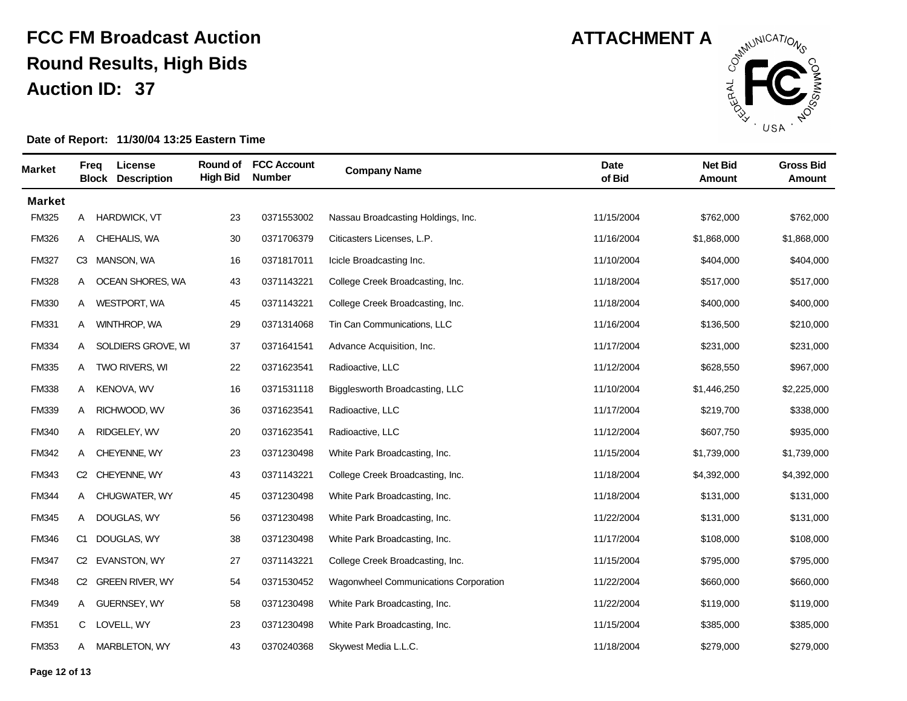# FCC FM Broadcast Auction

## Round Results, High Bids

## Auction ID: 37

**ATTACHMENT A**

**Date of Report: 11/30/04 13:25 Eastern Time**

| Market | Freq Block | License Description | Round of High Bid | FCC Account Number | Company Name | Date of Bid | Net Bid Amount | Gross Bid Amount |
|---|---|---|---|---|---|---|---|---|
| **Market** | | | | | | | | |
| FM325 | A | HARDWICK, VT | 23 | 0371553002 | Nassau Broadcasting Holdings, Inc. | 11/15/2004 | $762,000 | $762,000 |
| FM326 | A | CHEHALIS, WA | 30 | 0371706379 | Citicasters Licenses, L.P. | 11/16/2004 | $1,868,000 | $1,868,000 |
| FM327 | C3 | MANSON, WA | 16 | 0371817011 | Icicle Broadcasting Inc. | 11/10/2004 | $404,000 | $404,000 |
| FM328 | A | OCEAN SHORES, WA | 43 | 0371143221 | College Creek Broadcasting, Inc. | 11/18/2004 | $517,000 | $517,000 |
| FM330 | A | WESTPORT, WA | 45 | 0371143221 | College Creek Broadcasting, Inc. | 11/18/2004 | $400,000 | $400,000 |
| FM331 | A | WINTHROP, WA | 29 | 0371314068 | Tin Can Communications, LLC | 11/16/2004 | $136,500 | $210,000 |
| FM334 | A | SOLDIERS GROVE, WI | 37 | 0371641541 | Advance Acquisition, Inc. | 11/17/2004 | $231,000 | $231,000 |
| FM335 | A | TWO RIVERS, WI | 22 | 0371623541 | Radioactive, LLC | 11/12/2004 | $628,550 | $967,000 |
| FM338 | A | KENOVA, WV | 16 | 0371531118 | Bigglesworth Broadcasting, LLC | 11/10/2004 | $1,446,250 | $2,225,000 |
| FM339 | A | RICHWOOD, WV | 36 | 0371623541 | Radioactive, LLC | 11/17/2004 | $219,700 | $338,000 |
| FM340 | A | RIDGELEY, WV | 20 | 0371623541 | Radioactive, LLC | 11/12/2004 | $607,750 | $935,000 |
| FM342 | A | CHEYENNE, WY | 23 | 0371230498 | White Park Broadcasting, Inc. | 11/15/2004 | $1,739,000 | $1,739,000 |
| FM343 | C2 | CHEYENNE, WY | 43 | 0371143221 | College Creek Broadcasting, Inc. | 11/18/2004 | $4,392,000 | $4,392,000 |
| FM344 | A | CHUGWATER, WY | 45 | 0371230498 | White Park Broadcasting, Inc. | 11/18/2004 | $131,000 | $131,000 |
| FM345 | A | DOUGLAS, WY | 56 | 0371230498 | White Park Broadcasting, Inc. | 11/22/2004 | $131,000 | $131,000 |
| FM346 | C1 | DOUGLAS, WY | 38 | 0371230498 | White Park Broadcasting, Inc. | 11/17/2004 | $108,000 | $108,000 |
| FM347 | C2 | EVANSTON, WY | 27 | 0371143221 | College Creek Broadcasting, Inc. | 11/15/2004 | $795,000 | $795,000 |
| FM348 | C2 | GREEN RIVER, WY | 54 | 0371530452 | Wagonwheel Communications Corporation | 11/22/2004 | $660,000 | $660,000 |
| FM349 | A | GUERNSEY, WY | 58 | 0371230498 | White Park Broadcasting, Inc. | 11/22/2004 | $119,000 | $119,000 |
| FM351 | C | LOVELL, WY | 23 | 0371230498 | White Park Broadcasting, Inc. | 11/15/2004 | $385,000 | $385,000 |
| FM353 | A | MARBLETON, WY | 43 | 0370240368 | Skywest Media L.L.C. | 11/18/2004 | $279,000 | $279,000 |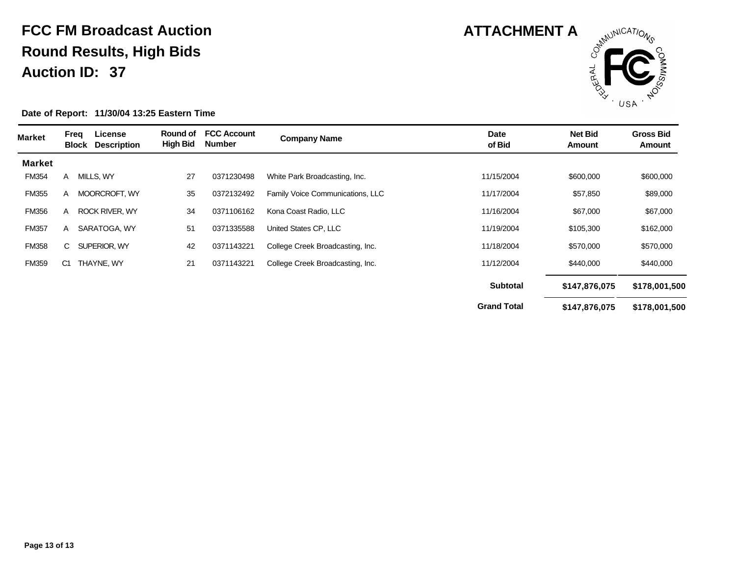# FCC FM Broadcast Auction

## Round Results, High Bids

## Auction ID: 37

**ATTACHMENT A**

**Date of Report: 11/30/04 13:25 Eastern Time**

| Market | Freq Block | License Description | Round of High Bid | FCC Account Number | Company Name | Date of Bid | Net Bid Amount | Gross Bid Amount |
|---|---|---|---|---|---|---|---|---|
| **Market** | | | | | | | | |
| FM354 | A | MILLS, WY | 27 | 0371230498 | White Park Broadcasting, Inc. | 11/15/2004 | $600,000 | $600,000 |
| FM355 | A | MOORCROFT, WY | 35 | 0372132492 | Family Voice Communications, LLC | 11/17/2004 | $57,850 | $89,000 |
| FM356 | A | ROCK RIVER, WY | 34 | 0371106162 | Kona Coast Radio, LLC | 11/16/2004 | $67,000 | $67,000 |
| FM357 | A | SARATOGA, WY | 51 | 0371335588 | United States CP, LLC | 11/19/2004 | $105,300 | $162,000 |
| FM358 | C | SUPERIOR, WY | 42 | 0371143221 | College Creek Broadcasting, Inc. | 11/18/2004 | $570,000 | $570,000 |
| FM359 | C1 | THAYNE, WY | 21 | 0371143221 | College Creek Broadcasting, Inc. | 11/12/2004 | $440,000 | $440,000 |
| | | | | | | **Subtotal** | **$147,876,075** | **$178,001,500** |
| | | | | | | **Grand Total** | **$147,876,075** | **$178,001,500** |